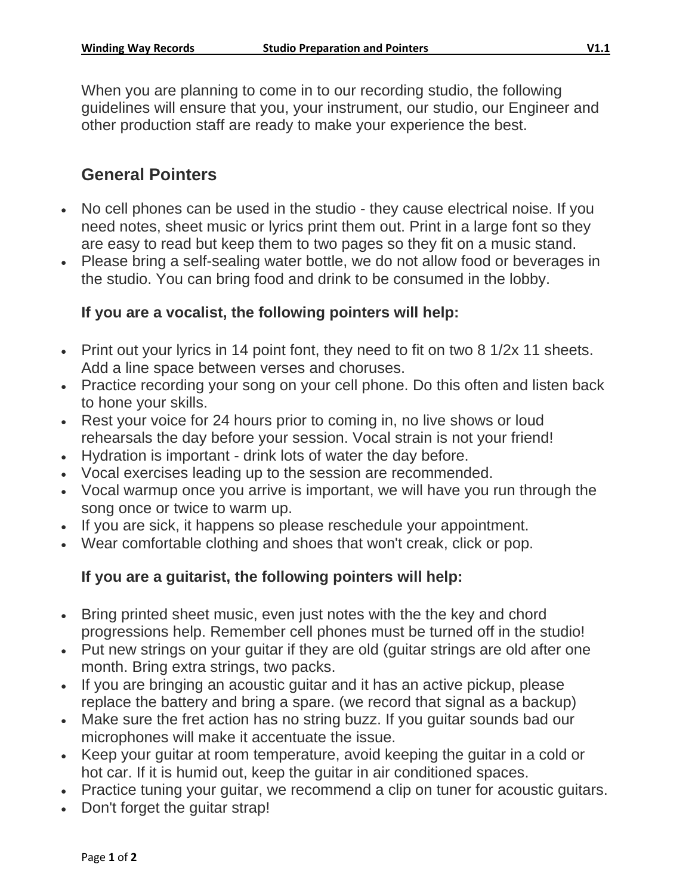When you are planning to come in to our recording studio, the following guidelines will ensure that you, your instrument, our studio, our Engineer and other production staff are ready to make your experience the best.

## General Pointers

- No cell phones can be used in the studio - they cause electrical noise. If you need notes, sheet music or lyrics print them out. Print in a large font so they are easy to read but keep them to two pages so they fit on a music stand.
- Please bring a self-sealing water bottle, we do not allow food or beverages in the studio. You can bring food and drink to be consumed in the lobby.

### If you are a vocalist, the following pointers will help:

- Print out your lyrics in 14 point font, they need to fit on two 8 1/2x 11 sheets. Add a line space between verses and choruses.
- Practice recording your song on your cell phone. Do this often and listen back to hone your skills.
- Rest your voice for 24 hours prior to coming in, no live shows or loud rehearsals the day before your session. Vocal strain is not your friend!
- Hydration is important - drink lots of water the day before.
- Vocal exercises leading up to the session are recommended.
- Vocal warmup once you arrive is important, we will have you run through the song once or twice to warm up.
- If you are sick, it happens so please reschedule your appointment.
- Wear comfortable clothing and shoes that won't creak, click or pop.

### If you are a guitarist, the following pointers will help:

- Bring printed sheet music, even just notes with the the key and chord progressions help. Remember cell phones must be turned off in the studio!
- Put new strings on your guitar if they are old (guitar strings are old after one month. Bring extra strings, two packs.
- If you are bringing an acoustic guitar and it has an active pickup, please replace the battery and bring a spare. (we record that signal as a backup)
- Make sure the fret action has no string buzz. If you guitar sounds bad our microphones will make it accentuate the issue.
- Keep your guitar at room temperature, avoid keeping the guitar in a cold or hot car. If it is humid out, keep the guitar in air conditioned spaces.
- Practice tuning your guitar, we recommend a clip on tuner for acoustic guitars.
- Don't forget the guitar strap!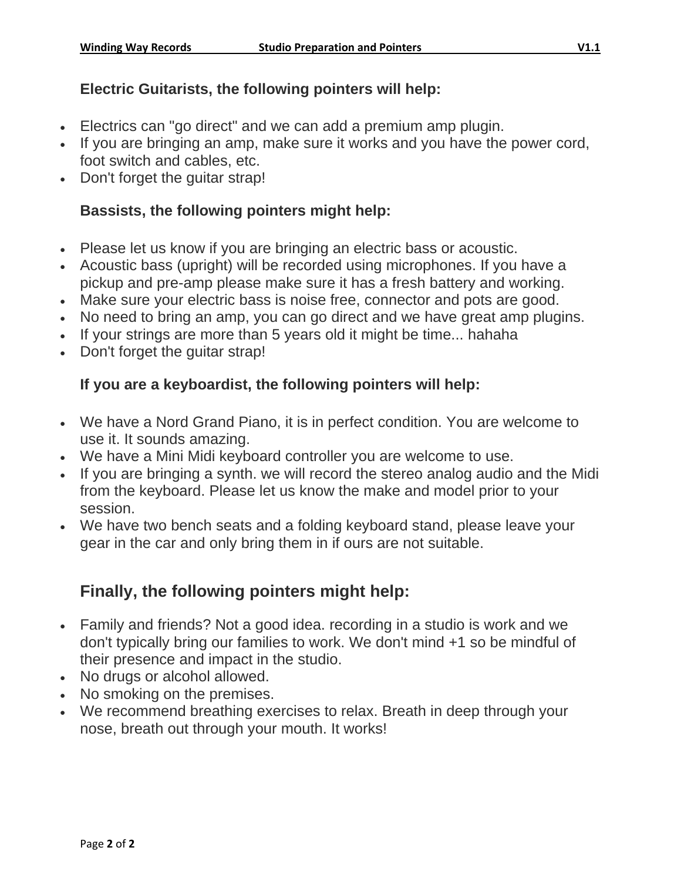### Electric Guitarists, the following pointers will help:

- Electrics can "go direct" and we can add a premium amp plugin.
- If you are bringing an amp, make sure it works and you have the power cord, foot switch and cables, etc.
- Don't forget the guitar strap!

### Bassists, the following pointers might help:

- Please let us know if you are bringing an electric bass or acoustic.
- Acoustic bass (upright) will be recorded using microphones. If you have a pickup and pre-amp please make sure it has a fresh battery and working.
- Make sure your electric bass is noise free, connector and pots are good.
- No need to bring an amp, you can go direct and we have great amp plugins.
- If your strings are more than 5 years old it might be time... hahaha
- Don't forget the guitar strap!

### If you are a keyboardist, the following pointers will help:

- We have a Nord Grand Piano, it is in perfect condition. You are welcome to use it. It sounds amazing.
- We have a Mini Midi keyboard controller you are welcome to use.
- If you are bringing a synth. we will record the stereo analog audio and the Midi from the keyboard. Please let us know the make and model prior to your session.
- We have two bench seats and a folding keyboard stand, please leave your gear in the car and only bring them in if ours are not suitable.

## Finally, the following pointers might help:

- Family and friends? Not a good idea. recording in a studio is work and we don't typically bring our families to work. We don't mind +1 so be mindful of their presence and impact in the studio.
- No drugs or alcohol allowed.
- No smoking on the premises.
- We recommend breathing exercises to relax. Breath in deep through your nose, breath out through your mouth. It works!